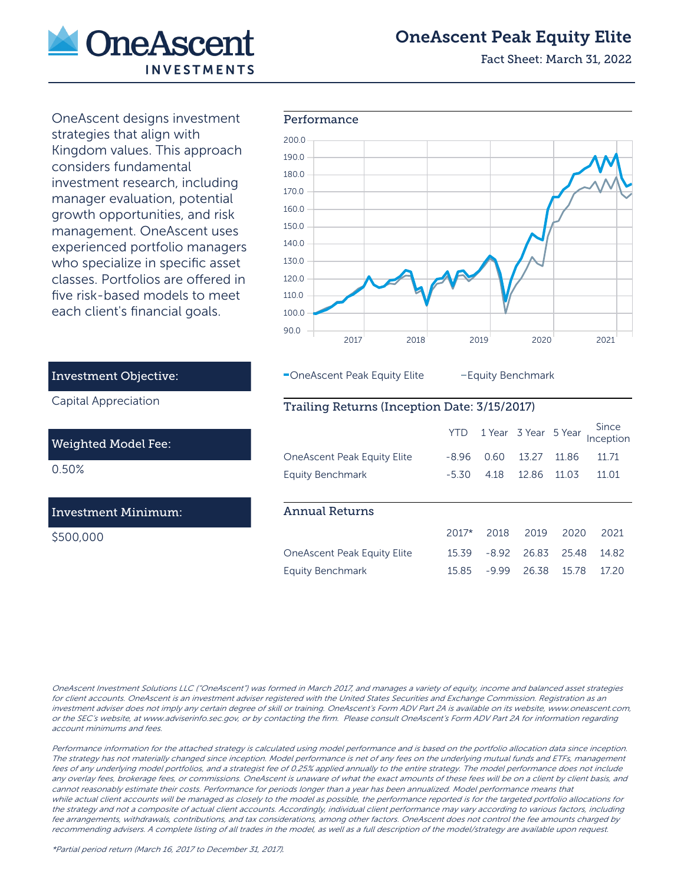# OneAscent Peak Equity Elite

Fact Sheet: March 31, 2022

OneAscent designs investment strategies that align with Kingdom values. This approach considers fundamental investment research, including manager evaluation, potential growth opportunities, and risk management. OneAscent uses experienced portfolio managers who specialize in specific asset classes. Portfolios are offered in five risk-based models to meet each client's financial goals.

## Investment Objective:

Capital Appreciation

## Weighted Model Fee:

0.50%

## Investment Minimum:

$500,000

## Performance

OneAscent Peak Equity Elite — Equity Benchmark

## Trailing Returns (Inception Date: 3/15/2017)

| | YTD | 1 Year | 3 Year | 5 Year | Since Inception |
|---|---|---|---|---|---|
| OneAscent Peak Equity Elite | -8.96 | 0.60 | 13.27 | 11.86 | 11.71 |
| Equity Benchmark | -5.30 | 4.18 | 12.86 | 11.03 | 11.01 |

## Annual Returns

| | 2017* | 2018 | 2019 | 2020 | 2021 |
|---|---|---|---|---|---|
| OneAscent Peak Equity Elite | 15.39 | -8.92 | 26.83 | 25.48 | 14.82 |
| Equity Benchmark | 15.85 | -9.99 | 26.38 | 15.78 | 17.20 |

*OneAscent Investment Solutions LLC ("OneAscent") was formed in March 2017, and manages a variety of equity, income and balanced asset strategies for client accounts. OneAscent is an investment adviser registered with the United States Securities and Exchange Commission. Registration as an investment adviser does not imply any certain degree of skill or training. OneAscent's Form ADV Part 2A is available on its website, www.oneascent.com, or the SEC's website, at www.adviserinfo.sec.gov, or by contacting the firm. Please consult OneAscent's Form ADV Part 2A for information regarding account minimums and fees.*

*Performance information for the attached strategy is calculated using model performance and is based on the portfolio allocation data since inception. The strategy has not materially changed since inception. Model performance is net of any fees on the underlying mutual funds and ETFs, management fees of any underlying model portfolios, and a strategist fee of 0.25% applied annually to the entire strategy. The model performance does not include any overlay fees, brokerage fees, or commissions. OneAscent is unaware of what the exact amounts of these fees will be on a client by client basis, and cannot reasonably estimate their costs. Performance for periods longer than a year has been annualized. Model performance means that while actual client accounts will be managed as closely to the model as possible, the performance reported is for the targeted portfolio allocations for the strategy and not a composite of actual client accounts. Accordingly, individual client performance may vary according to various factors, including fee arrangements, withdrawals, contributions, and tax considerations, among other factors. OneAscent does not control the fee amounts charged by recommending advisers. A complete listing of all trades in the model, as well as a full description of the model/strategy are available upon request.*

*\*Partial period return (March 16, 2017 to December 31, 2017).*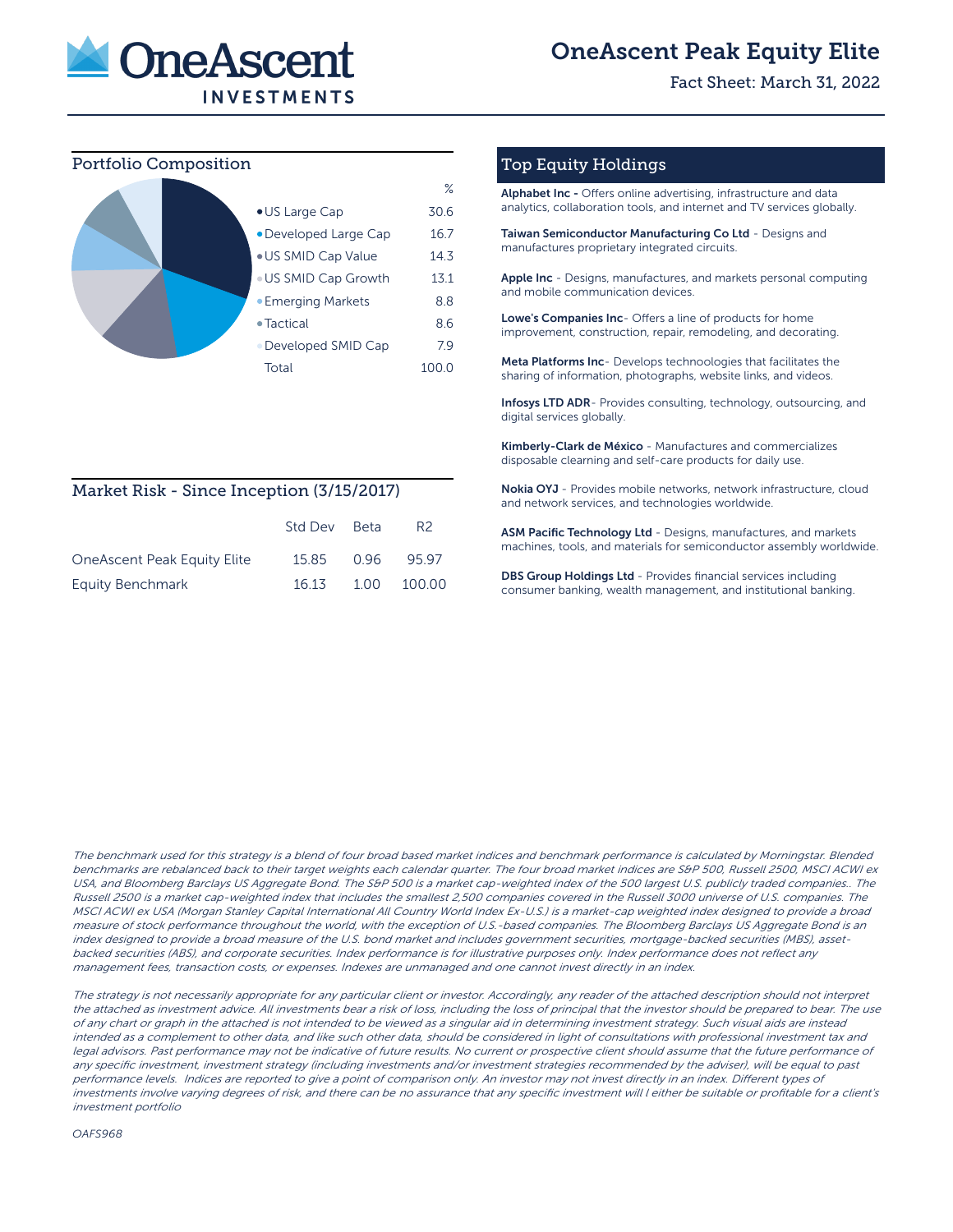# OneAscent Peak Equity Elite

Fact Sheet: March 31, 2022

## Portfolio Composition

| | % |
|---|---|
| US Large Cap | 30.6 |
| Developed Large Cap | 16.7 |
| US SMID Cap Value | 14.3 |
| US SMID Cap Growth | 13.1 |
| Emerging Markets | 8.8 |
| Tactical | 8.6 |
| Developed SMID Cap | 7.9 |
| Total | 100.0 |

## Market Risk - Since Inception (3/15/2017)

| | Std Dev | Beta | R2 |
|---|---|---|---|
| OneAscent Peak Equity Elite | 15.85 | 0.96 | 95.97 |
| Equity Benchmark | 16.13 | 1.00 | 100.00 |

## Top Equity Holdings

**Alphabet Inc -** Offers online advertising, infrastructure and data analytics, collaboration tools, and internet and TV services globally.

**Taiwan Semiconductor Manufacturing Co Ltd** - Designs and manufactures proprietary integrated circuits.

**Apple Inc** - Designs, manufactures, and markets personal computing and mobile communication devices.

**Lowe's Companies Inc**- Offers a line of products for home improvement, construction, repair, remodeling, and decorating.

**Meta Platforms Inc**- Develops technoologies that facilitates the sharing of information, photographs, website links, and videos.

**Infosys LTD ADR**- Provides consulting, technology, outsourcing, and digital services globally.

**Kimberly-Clark de México** - Manufactures and commercializes disposable clearning and self-care products for daily use.

**Nokia OYJ** - Provides mobile networks, network infrastructure, cloud and network services, and technologies worldwide.

**ASM Pacific Technology Ltd** - Designs, manufactures, and markets machines, tools, and materials for semiconductor assembly worldwide.

**DBS Group Holdings Ltd** - Provides financial services including consumer banking, wealth management, and institutional banking.

*The benchmark used for this strategy is a blend of four broad based market indices and benchmark performance is calculated by Morningstar. Blended benchmarks are rebalanced back to their target weights each calendar quarter. The four broad market indices are S&P 500, Russell 2500, MSCI ACWI ex USA, and Bloomberg Barclays US Aggregate Bond. The S&P 500 is a market cap-weighted index of the 500 largest U.S. publicly traded companies.. The Russell 2500 is a market cap-weighted index that includes the smallest 2,500 companies covered in the Russell 3000 universe of U.S. companies. The MSCI ACWI ex USA (Morgan Stanley Capital International All Country World Index Ex-U.S.) is a market-cap weighted index designed to provide a broad measure of stock performance throughout the world, with the exception of U.S.-based companies. The Bloomberg Barclays US Aggregate Bond is an index designed to provide a broad measure of the U.S. bond market and includes government securities, mortgage-backed securities (MBS), asset-backed securities (ABS), and corporate securities. Index performance is for illustrative purposes only. Index performance does not reflect any management fees, transaction costs, or expenses. Indexes are unmanaged and one cannot invest directly in an index.*

*The strategy is not necessarily appropriate for any particular client or investor. Accordingly, any reader of the attached description should not interpret the attached as investment advice. All investments bear a risk of loss, including the loss of principal that the investor should be prepared to bear. The use of any chart or graph in the attached is not intended to be viewed as a singular aid in determining investment strategy. Such visual aids are instead intended as a complement to other data, and like such other data, should be considered in light of consultations with professional investment tax and legal advisors. Past performance may not be indicative of future results. No current or prospective client should assume that the future performance of any specific investment, investment strategy (including investments and/or investment strategies recommended by the adviser), will be equal to past performance levels. Indices are reported to give a point of comparison only. An investor may not invest directly in an index. Different types of investments involve varying degrees of risk, and there can be no assurance that any specific investment will l either be suitable or profitable for a client's investment portfolio*

*OAFS968*